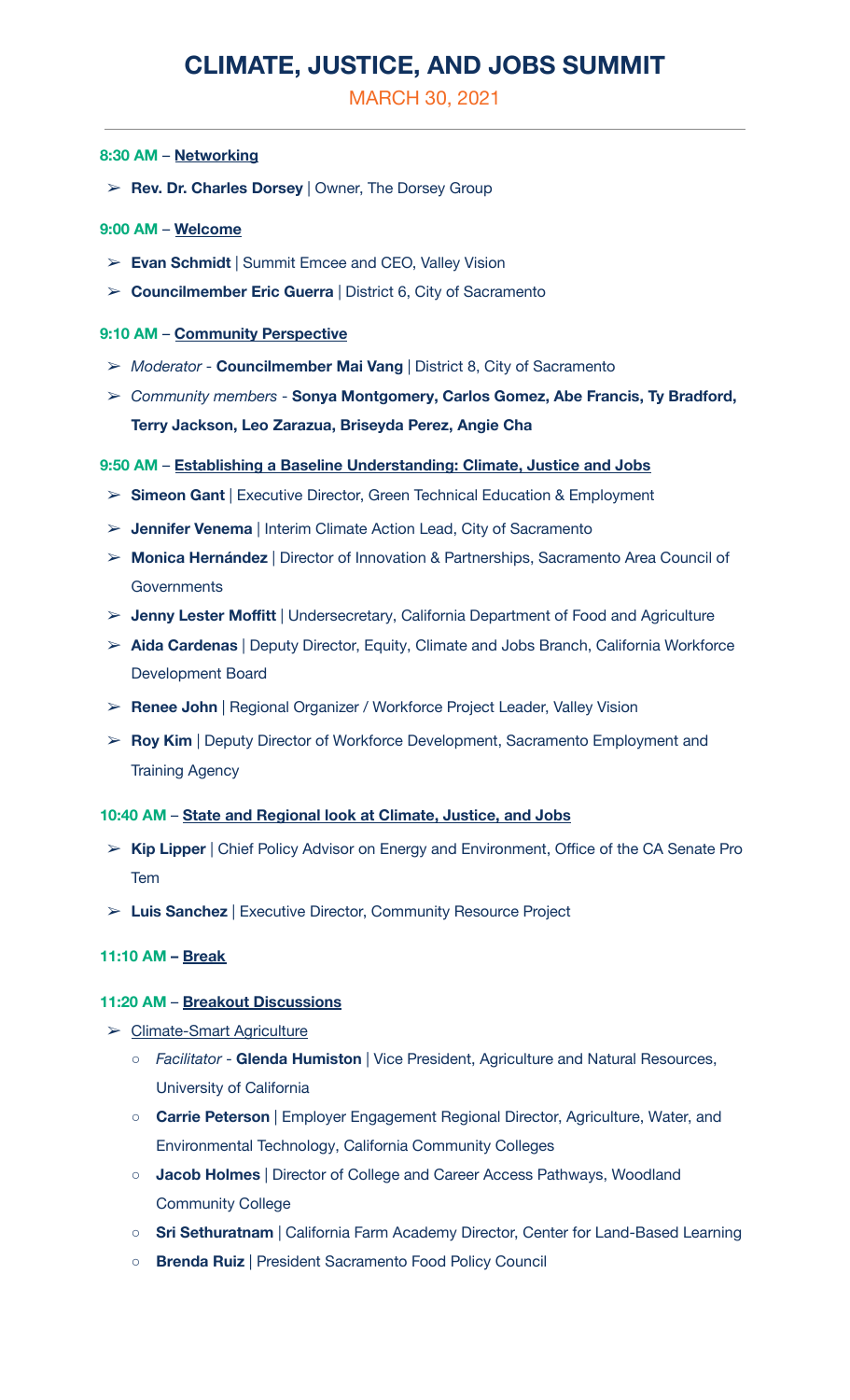# CLIMATE, JUSTICE, AND JOBS SUMMIT

MARCH 30, 2021

---

**8:30 AM** – **Networking**

- **Rev. Dr. Charles Dorsey** | Owner, The Dorsey Group

**9:00 AM** – **Welcome**

- **Evan Schmidt** | Summit Emcee and CEO, Valley Vision
- **Councilmember Eric Guerra** | District 6, City of Sacramento

**9:10 AM** – **Community Perspective**

- *Moderator* - **Councilmember Mai Vang** | District 8, City of Sacramento
- *Community members* - **Sonya Montgomery, Carlos Gomez, Abe Francis, Ty Bradford, Terry Jackson, Leo Zarazua, Briseyda Perez, Angie Cha**

**9:50 AM** – **Establishing a Baseline Understanding: Climate, Justice and Jobs**

- **Simeon Gant** | Executive Director, Green Technical Education & Employment
- **Jennifer Venema** | Interim Climate Action Lead, City of Sacramento
- **Monica Hernández** | Director of Innovation & Partnerships, Sacramento Area Council of Governments
- **Jenny Lester Moffitt** | Undersecretary, California Department of Food and Agriculture
- **Aida Cardenas** | Deputy Director, Equity, Climate and Jobs Branch, California Workforce Development Board
- **Renee John** | Regional Organizer / Workforce Project Leader, Valley Vision
- **Roy Kim** | Deputy Director of Workforce Development, Sacramento Employment and Training Agency

**10:40 AM** – **State and Regional look at Climate, Justice, and Jobs**

- **Kip Lipper** | Chief Policy Advisor on Energy and Environment, Office of the CA Senate Pro Tem
- **Luis Sanchez** | Executive Director, Community Resource Project

**11:10 AM – Break**

**11:20 AM** – **Breakout Discussions**

- Climate-Smart Agriculture
  - *Facilitator* - **Glenda Humiston** | Vice President, Agriculture and Natural Resources, University of California
  - **Carrie Peterson** | Employer Engagement Regional Director, Agriculture, Water, and Environmental Technology, California Community Colleges
  - **Jacob Holmes** | Director of College and Career Access Pathways, Woodland Community College
  - **Sri Sethuratnam** | California Farm Academy Director, Center for Land-Based Learning
  - **Brenda Ruiz** | President Sacramento Food Policy Council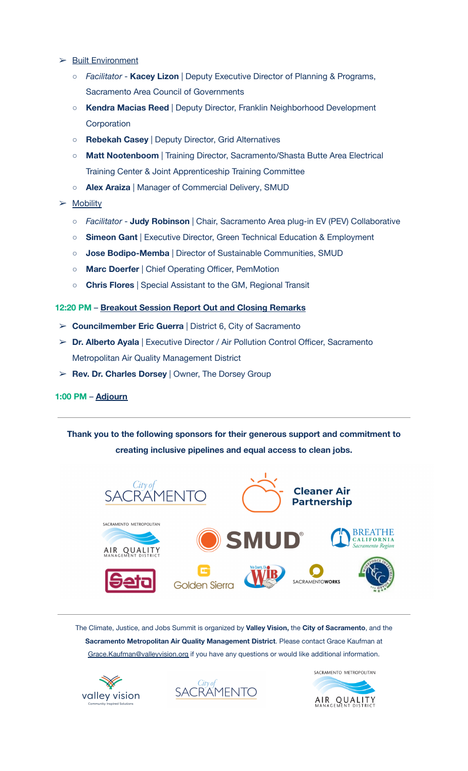- Built Environment
  - *Facilitator* - **Kacey Lizon** | Deputy Executive Director of Planning & Programs, Sacramento Area Council of Governments
  - **Kendra Macias Reed** | Deputy Director, Franklin Neighborhood Development Corporation
  - **Rebekah Casey** | Deputy Director, Grid Alternatives
  - **Matt Nootenboom** | Training Director, Sacramento/Shasta Butte Area Electrical Training Center & Joint Apprenticeship Training Committee
  - **Alex Araiza** | Manager of Commercial Delivery, SMUD
- Mobility
  - *Facilitator* - **Judy Robinson** | Chair, Sacramento Area plug-in EV (PEV) Collaborative
  - **Simeon Gant** | Executive Director, Green Technical Education & Employment
  - **Jose Bodipo-Memba** | Director of Sustainable Communities, SMUD
  - **Marc Doerfer** | Chief Operating Officer, PemMotion
  - **Chris Flores** | Special Assistant to the GM, Regional Transit

**12:20 PM** – **Breakout Session Report Out and Closing Remarks**

- **Councilmember Eric Guerra** | District 6, City of Sacramento
- **Dr. Alberto Ayala** | Executive Director / Air Pollution Control Officer, Sacramento Metropolitan Air Quality Management District
- **Rev. Dr. Charles Dorsey** | Owner, The Dorsey Group

**1:00 PM** – **Adjourn**

---

**Thank you to the following sponsors for their generous support and commitment to creating inclusive pipelines and equal access to clean jobs.**

City of SACRAMENTO

Cleaner Air Partnership

SACRAMENTO METROPOLITAN AIR QUALITY MANAGEMENT DISTRICT

SMUD

BREATHE CALIFORNIA Sacramento Region

Seta

Golden Sierra

WIB

SACRAMENTOWORKS

---

The Climate, Justice, and Jobs Summit is organized by **Valley Vision,** the **City of Sacramento**, and the **Sacramento Metropolitan Air Quality Management District**. Please contact Grace Kaufman at Grace.Kaufman@valleyvision.org if you have any questions or would like additional information.

valley vision Community Inspired Solutions

City of SACRAMENTO

SACRAMENTO METROPOLITAN AIR QUALITY MANAGEMENT DISTRICT